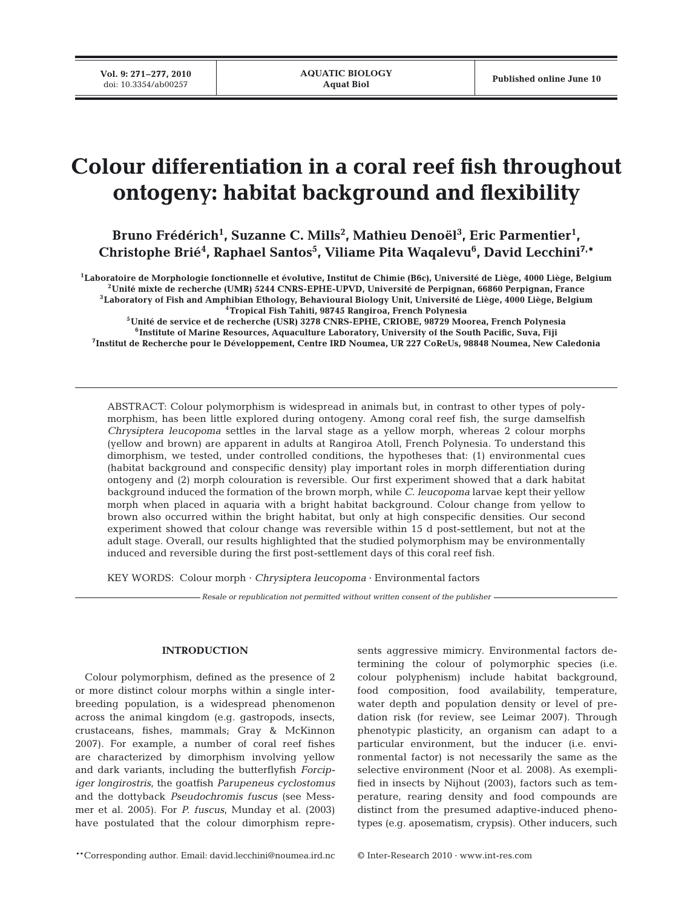# Colour differentiation in a coral reef fish throughout ontogeny: habitat background and flexibility

**Bruno Frédérich[1], Suzanne C. Mills[2], Mathieu Denoël[3], Eric Parmentier[1], Christophe Brié[4], Raphael Santos[5], Viliame Pita Waqalevu[6], David Lecchini[7,*]**

[1]Laboratoire de Morphologie fonctionnelle et évolutive, Institut de Chimie (B6c), Université de Liège, 4000 Liège, Belgium
[2]Unité mixte de recherche (UMR) 5244 CNRS-EPHE-UPVD, Université de Perpignan, 66860 Perpignan, France
[3]Laboratory of Fish and Amphibian Ethology, Behavioural Biology Unit, Université de Liège, 4000 Liège, Belgium
[4]Tropical Fish Tahiti, 98745 Rangiroa, French Polynesia
[5]Unité de service et de recherche (USR) 3278 CNRS-EPHE, CRIOBE, 98729 Moorea, French Polynesia
[6]Institute of Marine Resources, Aquaculture Laboratory, University of the South Pacific, Suva, Fiji
[7]Institut de Recherche pour le Développement, Centre IRD Noumea, UR 227 CoReUs, 98848 Noumea, New Caledonia

ABSTRACT: Colour polymorphism is widespread in animals but, in contrast to other types of polymorphism, has been little explored during ontogeny. Among coral reef fish, the surge damselfish *Chrysiptera leucopoma* settles in the larval stage as a yellow morph, whereas 2 colour morphs (yellow and brown) are apparent in adults at Rangiroa Atoll, French Polynesia. To understand this dimorphism, we tested, under controlled conditions, the hypotheses that: (1) environmental cues (habitat background and conspecific density) play important roles in morph differentiation during ontogeny and (2) morph colouration is reversible. Our first experiment showed that a dark habitat background induced the formation of the brown morph, while *C. leucopoma* larvae kept their yellow morph when placed in aquaria with a bright habitat background. Colour change from yellow to brown also occurred within the bright habitat, but only at high conspecific densities. Our second experiment showed that colour change was reversible within 15 d post-settlement, but not at the adult stage. Overall, our results highlighted that the studied polymorphism may be environmentally induced and reversible during the first post-settlement days of this coral reef fish.

KEY WORDS: Colour morph · *Chrysiptera leucopoma* · Environmental factors

*Resale or republication not permitted without written consent of the publisher*

## INTRODUCTION

Colour polymorphism, defined as the presence of 2 or more distinct colour morphs within a single interbreeding population, is a widespread phenomenon across the animal kingdom (e.g. gastropods, insects, crustaceans, fishes, mammals; Gray & McKinnon 2007). For example, a number of coral reef fishes are characterized by dimorphism involving yellow and dark variants, including the butterflyfish *Forcipiger longirostris*, the goatfish *Parupeneus cyclostomus* and the dottyback *Pseudochromis fuscus* (see Messmer et al. 2005). For *P. fuscus*, Munday et al. (2003) have postulated that the colour dimorphism represents aggressive mimicry. Environmental factors determining the colour of polymorphic species (i.e. colour polyphenism) include habitat background, food composition, food availability, temperature, water depth and population density or level of predation risk (for review, see Leimar 2007). Through phenotypic plasticity, an organism can adapt to a particular environment, but the inducer (i.e. environmental factor) is not necessarily the same as the selective environment (Noor et al. 2008). As exemplified in insects by Nijhout (2003), factors such as temperature, rearing density and food compounds are distinct from the presumed adaptive-induced phenotypes (e.g. aposematism, crypsis). Other inducers, such

*Corresponding author. Email: david.lecchini@noumea.ird.nc

© Inter-Research 2010 · www.int-res.com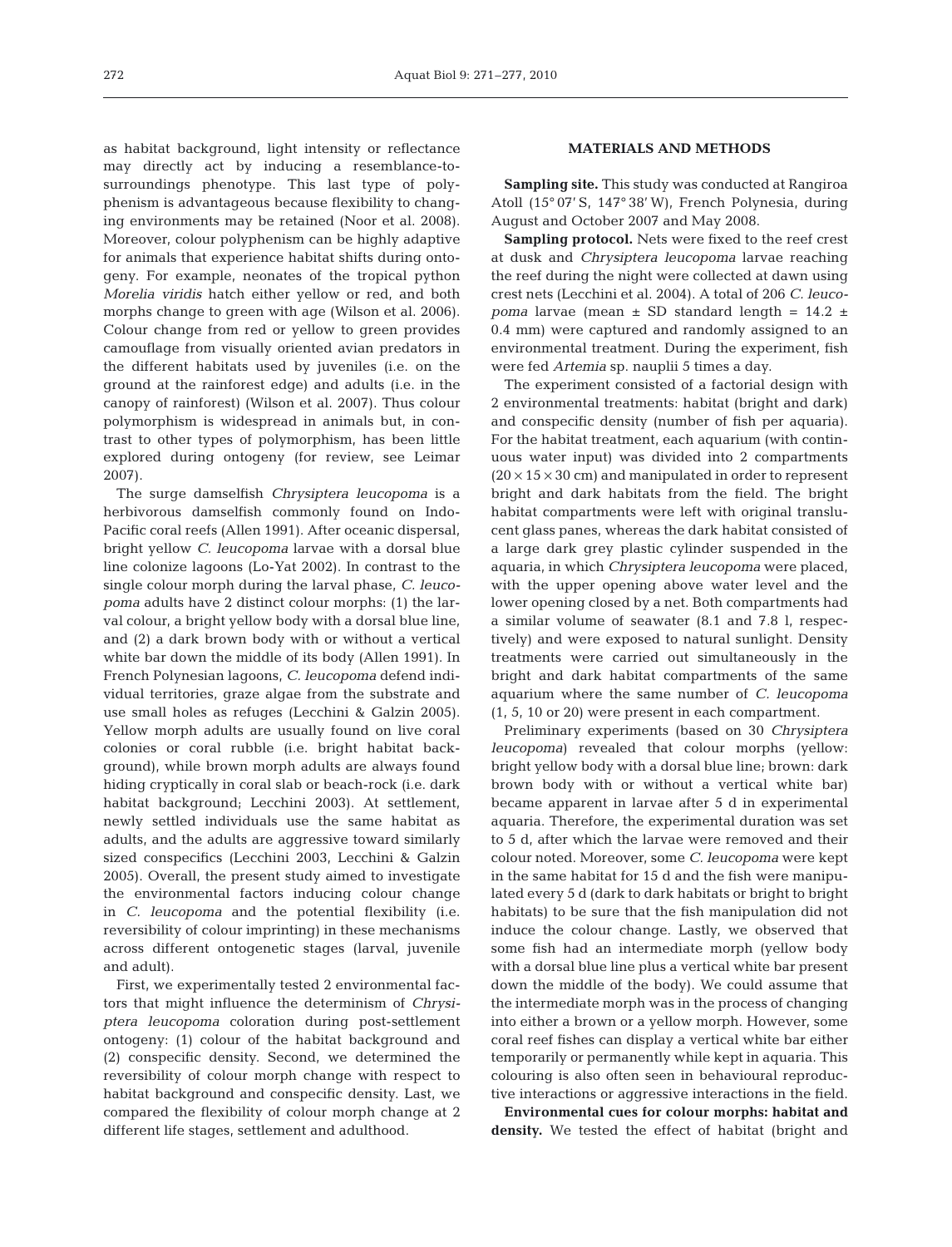as habitat background, light intensity or reflectance may directly act by inducing a resemblance-to-surroundings phenotype. This last type of polyphenism is advantageous because flexibility to changing environments may be retained (Noor et al. 2008). Moreover, colour polyphenism can be highly adaptive for animals that experience habitat shifts during ontogeny. For example, neonates of the tropical python *Morelia viridis* hatch either yellow or red, and both morphs change to green with age (Wilson et al. 2006). Colour change from red or yellow to green provides camouflage from visually oriented avian predators in the different habitats used by juveniles (i.e. on the ground at the rainforest edge) and adults (i.e. in the canopy of rainforest) (Wilson et al. 2007). Thus colour polymorphism is widespread in animals but, in contrast to other types of polymorphism, has been little explored during ontogeny (for review, see Leimar 2007).

The surge damselfish *Chrysiptera leucopoma* is a herbivorous damselfish commonly found on Indo-Pacific coral reefs (Allen 1991). After oceanic dispersal, bright yellow *C. leucopoma* larvae with a dorsal blue line colonize lagoons (Lo-Yat 2002). In contrast to the single colour morph during the larval phase, *C. leucopoma* adults have 2 distinct colour morphs: (1) the larval colour, a bright yellow body with a dorsal blue line, and (2) a dark brown body with or without a vertical white bar down the middle of its body (Allen 1991). In French Polynesian lagoons, *C. leucopoma* defend individual territories, graze algae from the substrate and use small holes as refuges (Lecchini & Galzin 2005). Yellow morph adults are usually found on live coral colonies or coral rubble (i.e. bright habitat background), while brown morph adults are always found hiding cryptically in coral slab or beach-rock (i.e. dark habitat background; Lecchini 2003). At settlement, newly settled individuals use the same habitat as adults, and the adults are aggressive toward similarly sized conspecifics (Lecchini 2003, Lecchini & Galzin 2005). Overall, the present study aimed to investigate the environmental factors inducing colour change in *C. leucopoma* and the potential flexibility (i.e. reversibility of colour imprinting) in these mechanisms across different ontogenetic stages (larval, juvenile and adult).

First, we experimentally tested 2 environmental factors that might influence the determinism of *Chrysiptera leucopoma* coloration during post-settlement ontogeny: (1) colour of the habitat background and (2) conspecific density. Second, we determined the reversibility of colour morph change with respect to habitat background and conspecific density. Last, we compared the flexibility of colour morph change at 2 different life stages, settlement and adulthood.

## MATERIALS AND METHODS

**Sampling site.** This study was conducted at Rangiroa Atoll (15° 07′ S, 147° 38′ W), French Polynesia, during August and October 2007 and May 2008.

**Sampling protocol.** Nets were fixed to the reef crest at dusk and *Chrysiptera leucopoma* larvae reaching the reef during the night were collected at dawn using crest nets (Lecchini et al. 2004). A total of 206 *C. leucopoma* larvae (mean ± SD standard length = 14.2 ± 0.4 mm) were captured and randomly assigned to an environmental treatment. During the experiment, fish were fed *Artemia* sp. nauplii 5 times a day.

The experiment consisted of a factorial design with 2 environmental treatments: habitat (bright and dark) and conspecific density (number of fish per aquaria). For the habitat treatment, each aquarium (with continuous water input) was divided into 2 compartments ($20 \times 15 \times 30$ cm) and manipulated in order to represent bright and dark habitats from the field. The bright habitat compartments were left with original translucent glass panes, whereas the dark habitat consisted of a large dark grey plastic cylinder suspended in the aquaria, in which *Chrysiptera leucopoma* were placed, with the upper opening above water level and the lower opening closed by a net. Both compartments had a similar volume of seawater (8.1 and 7.8 l, respectively) and were exposed to natural sunlight. Density treatments were carried out simultaneously in the bright and dark habitat compartments of the same aquarium where the same number of *C. leucopoma* (1, 5, 10 or 20) were present in each compartment.

Preliminary experiments (based on 30 *Chrysiptera leucopoma*) revealed that colour morphs (yellow: bright yellow body with a dorsal blue line; brown: dark brown body with or without a vertical white bar) became apparent in larvae after 5 d in experimental aquaria. Therefore, the experimental duration was set to 5 d, after which the larvae were removed and their colour noted. Moreover, some *C. leucopoma* were kept in the same habitat for 15 d and the fish were manipulated every 5 d (dark to dark habitats or bright to bright habitats) to be sure that the fish manipulation did not induce the colour change. Lastly, we observed that some fish had an intermediate morph (yellow body with a dorsal blue line plus a vertical white bar present down the middle of the body). We could assume that the intermediate morph was in the process of changing into either a brown or a yellow morph. However, some coral reef fishes can display a vertical white bar either temporarily or permanently while kept in aquaria. This colouring is also often seen in behavioural reproductive interactions or aggressive interactions in the field.

**Environmental cues for colour morphs: habitat and density.** We tested the effect of habitat (bright and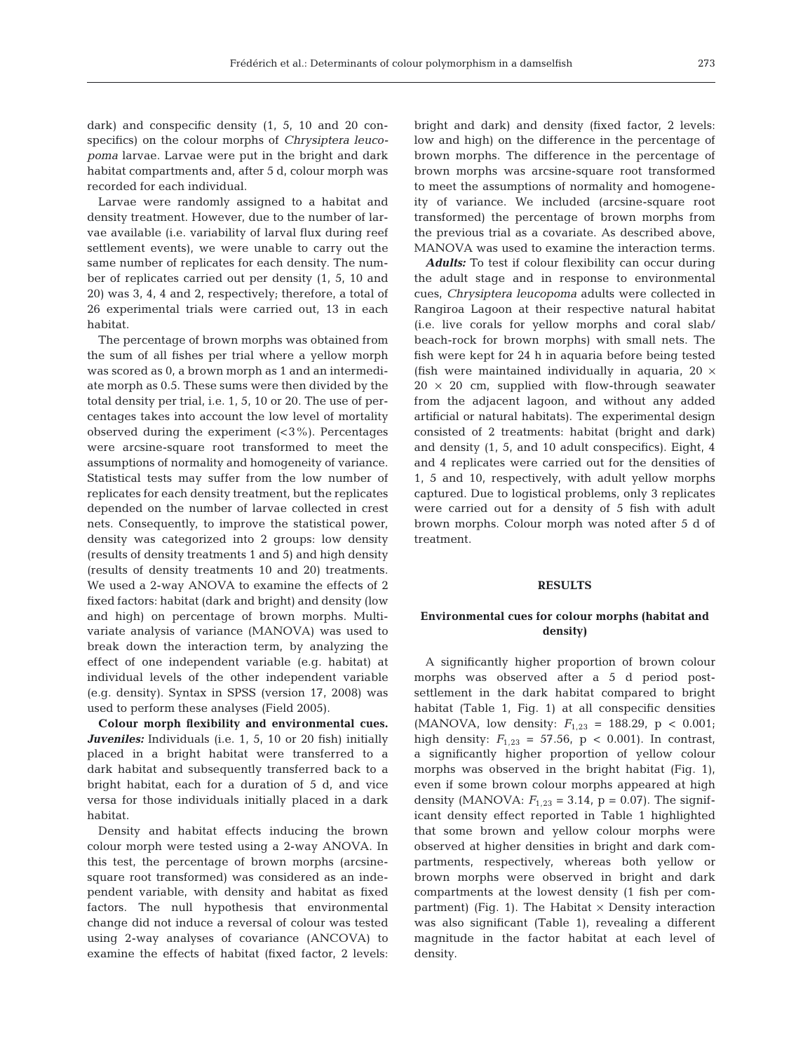dark) and conspecific density (1, 5, 10 and 20 conspecifics) on the colour morphs of *Chrysiptera leucopoma* larvae. Larvae were put in the bright and dark habitat compartments and, after 5 d, colour morph was recorded for each individual.

Larvae were randomly assigned to a habitat and density treatment. However, due to the number of larvae available (i.e. variability of larval flux during reef settlement events), we were unable to carry out the same number of replicates for each density. The number of replicates carried out per density (1, 5, 10 and 20) was 3, 4, 4 and 2, respectively; therefore, a total of 26 experimental trials were carried out, 13 in each habitat.

The percentage of brown morphs was obtained from the sum of all fishes per trial where a yellow morph was scored as 0, a brown morph as 1 and an intermediate morph as 0.5. These sums were then divided by the total density per trial, i.e. 1, 5, 10 or 20. The use of percentages takes into account the low level of mortality observed during the experiment (<3%). Percentages were arcsine-square root transformed to meet the assumptions of normality and homogeneity of variance. Statistical tests may suffer from the low number of replicates for each density treatment, but the replicates depended on the number of larvae collected in crest nets. Consequently, to improve the statistical power, density was categorized into 2 groups: low density (results of density treatments 1 and 5) and high density (results of density treatments 10 and 20) treatments. We used a 2-way ANOVA to examine the effects of 2 fixed factors: habitat (dark and bright) and density (low and high) on percentage of brown morphs. Multivariate analysis of variance (MANOVA) was used to break down the interaction term, by analyzing the effect of one independent variable (e.g. habitat) at individual levels of the other independent variable (e.g. density). Syntax in SPSS (version 17, 2008) was used to perform these analyses (Field 2005).

**Colour morph flexibility and environmental cues.** ***Juveniles:*** Individuals (i.e. 1, 5, 10 or 20 fish) initially placed in a bright habitat were transferred to a dark habitat and subsequently transferred back to a bright habitat, each for a duration of 5 d, and vice versa for those individuals initially placed in a dark habitat.

Density and habitat effects inducing the brown colour morph were tested using a 2-way ANOVA. In this test, the percentage of brown morphs (arcsine-square root transformed) was considered as an independent variable, with density and habitat as fixed factors. The null hypothesis that environmental change did not induce a reversal of colour was tested using 2-way analyses of covariance (ANCOVA) to examine the effects of habitat (fixed factor, 2 levels: bright and dark) and density (fixed factor, 2 levels: low and high) on the difference in the percentage of brown morphs. The difference in the percentage of brown morphs was arcsine-square root transformed to meet the assumptions of normality and homogeneity of variance. We included (arcsine-square root transformed) the percentage of brown morphs from the previous trial as a covariate. As described above, MANOVA was used to examine the interaction terms.

***Adults:*** To test if colour flexibility can occur during the adult stage and in response to environmental cues, *Chrysiptera leucopoma* adults were collected in Rangiroa Lagoon at their respective natural habitat (i.e. live corals for yellow morphs and coral slab/beach-rock for brown morphs) with small nets. The fish were kept for 24 h in aquaria before being tested (fish were maintained individually in aquaria, 20 × 20 × 20 cm, supplied with flow-through seawater from the adjacent lagoon, and without any added artificial or natural habitats). The experimental design consisted of 2 treatments: habitat (bright and dark) and density (1, 5, and 10 adult conspecifics). Eight, 4 and 4 replicates were carried out for the densities of 1, 5 and 10, respectively, with adult yellow morphs captured. Due to logistical problems, only 3 replicates were carried out for a density of 5 fish with adult brown morphs. Colour morph was noted after 5 d of treatment.

## RESULTS

### Environmental cues for colour morphs (habitat and density)

A significantly higher proportion of brown colour morphs was observed after a 5 d period post-settlement in the dark habitat compared to bright habitat (Table 1, Fig. 1) at all conspecific densities (MANOVA, low density: $F_{1,23}$ = 188.29, p < 0.001; high density: $F_{1,23}$ = 57.56, p < 0.001). In contrast, a significantly higher proportion of yellow colour morphs was observed in the bright habitat (Fig. 1), even if some brown colour morphs appeared at high density (MANOVA: $F_{1,23}$ = 3.14, p = 0.07). The significant density effect reported in Table 1 highlighted that some brown and yellow colour morphs were observed at higher densities in bright and dark compartments, respectively, whereas both yellow or brown morphs were observed in bright and dark compartments at the lowest density (1 fish per compartment) (Fig. 1). The Habitat × Density interaction was also significant (Table 1), revealing a different magnitude in the factor habitat at each level of density.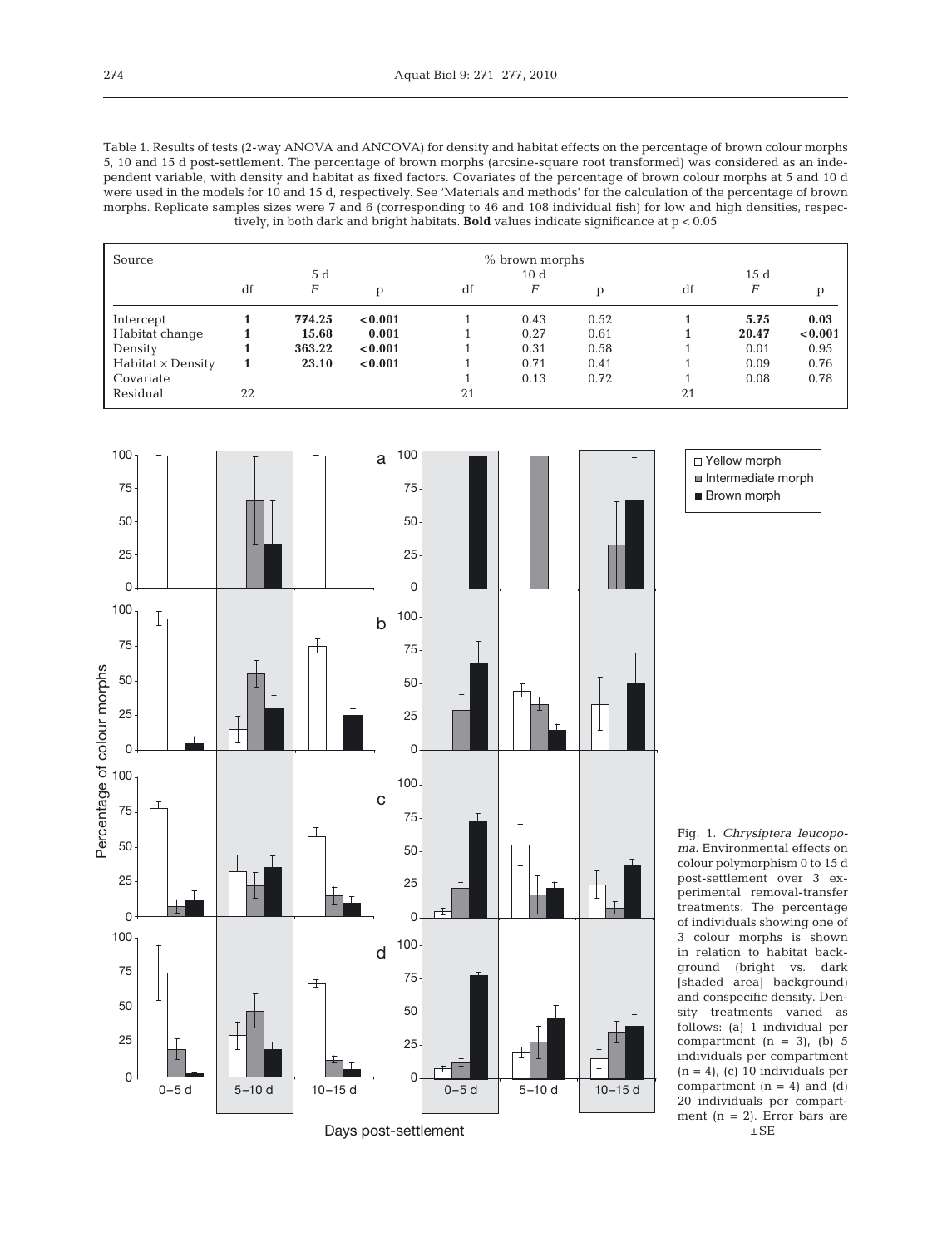Table 1. Results of tests (2-way ANOVA and ANCOVA) for density and habitat effects on the percentage of brown colour morphs 5, 10 and 15 d post-settlement. The percentage of brown morphs (arcsine-square root transformed) was considered as an independent variable, with density and habitat as fixed factors. Covariates of the percentage of brown colour morphs at 5 and 10 d were used in the models for 10 and 15 d, respectively. See 'Materials and methods' for the calculation of the percentage of brown morphs. Replicate samples sizes were 7 and 6 (corresponding to 46 and 108 individual fish) for low and high densities, respectively, in both dark and bright habitats. **Bold** values indicate significance at $p < 0.05$

| Source | % brown morphs | | | | | | | | |
|---|---|---|---|---|---|---|---|---|---|
| | 5 d | | | 10 d | | | 15 d | | |
| | df | $F$ | p | df | $F$ | p | df | $F$ | p |
| Intercept | **1** | **774.25** | **<0.001** | 1 | 0.43 | 0.52 | **1** | **5.75** | **0.03** |
| Habitat change | **1** | **15.68** | **0.001** | 1 | 0.27 | 0.61 | **1** | **20.47** | **<0.001** |
| Density | **1** | **363.22** | **<0.001** | 1 | 0.31 | 0.58 | 1 | 0.01 | 0.95 |
| Habitat × Density | **1** | **23.10** | **<0.001** | 1 | 0.71 | 0.41 | 1 | 0.09 | 0.76 |
| Covariate | | | | 1 | 0.13 | 0.72 | 1 | 0.08 | 0.78 |
| Residual | 22 | | | 21 | | | 21 | | |

Fig. 1. *Chrysiptera leucopoma*. Environmental effects on colour polymorphism 0 to 15 d post-settlement over 3 experimental removal-transfer treatments. The percentage of individuals showing one of 3 colour morphs is shown in relation to habitat background (bright vs. dark [shaded area] background) and conspecific density. Density treatments varied as follows: (a) 1 individual per compartment (n = 3), (b) 5 individuals per compartment (n = 4), (c) 10 individuals per compartment (n = 4) and (d) 20 individuals per compartment (n = 2). Error bars are ±SE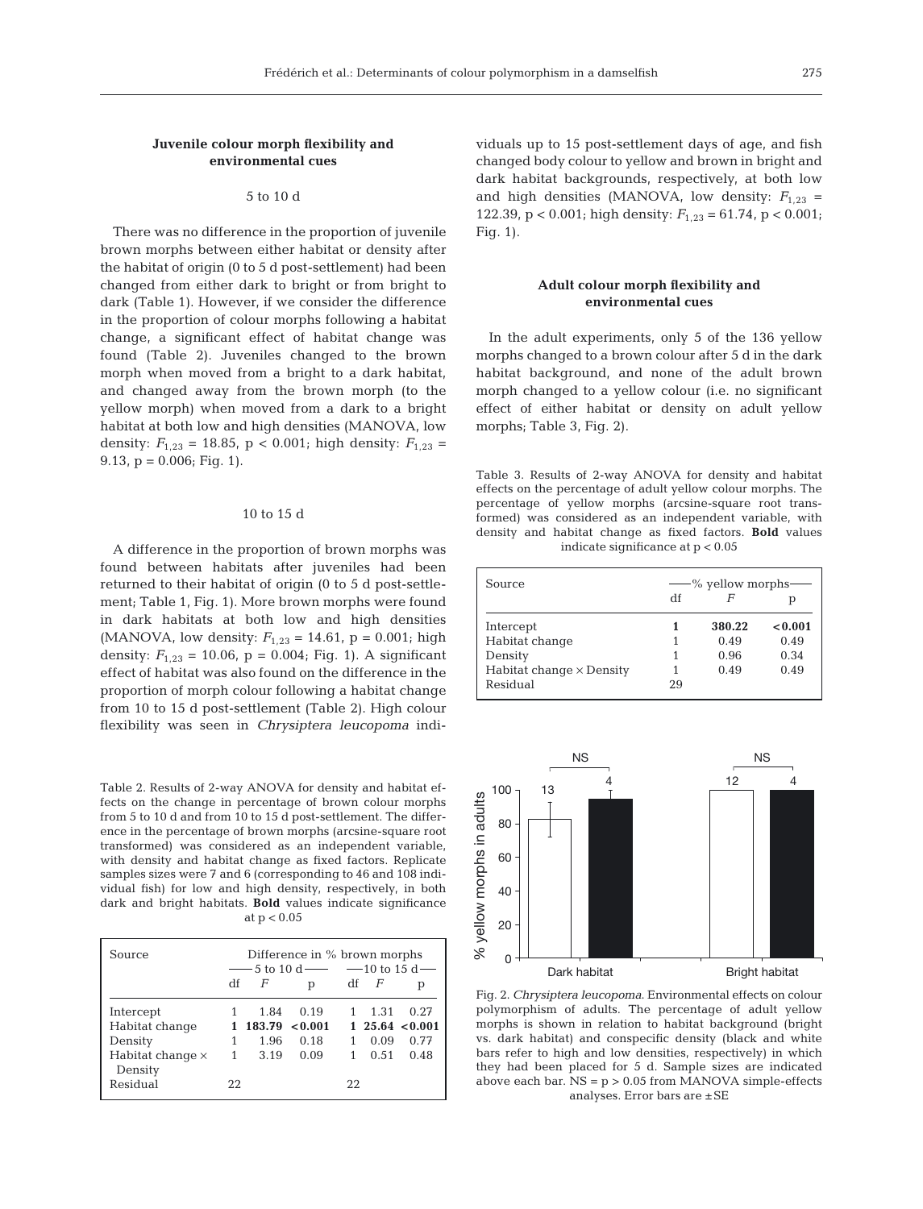### Juvenile colour morph flexibility and environmental cues

#### 5 to 10 d

There was no difference in the proportion of juvenile brown morphs between either habitat or density after the habitat of origin (0 to 5 d post-settlement) had been changed from either dark to bright or from bright to dark (Table 1). However, if we consider the difference in the proportion of colour morphs following a habitat change, a significant effect of habitat change was found (Table 2). Juveniles changed to the brown morph when moved from a bright to a dark habitat, and changed away from the brown morph (to the yellow morph) when moved from a dark to a bright habitat at both low and high densities (MANOVA, low density: $F_{1,23}$ = 18.85, p < 0.001; high density: $F_{1,23}$ = 9.13, p = 0.006; Fig. 1).

#### 10 to 15 d

A difference in the proportion of brown morphs was found between habitats after juveniles had been returned to their habitat of origin (0 to 5 d post-settlement; Table 1, Fig. 1). More brown morphs were found in dark habitats at both low and high densities (MANOVA, low density: $F_{1,23}$ = 14.61, p = 0.001; high density: $F_{1,23}$ = 10.06, p = 0.004; Fig. 1). A significant effect of habitat was also found on the difference in the proportion of morph colour following a habitat change from 10 to 15 d post-settlement (Table 2). High colour flexibility was seen in *Chrysiptera leucopoma* individuals up to 15 post-settlement days of age, and fish changed body colour to yellow and brown in bright and dark habitat backgrounds, respectively, at both low and high densities (MANOVA, low density: $F_{1,23}$ = 122.39, p < 0.001; high density: $F_{1,23}$ = 61.74, p < 0.001; Fig. 1).

Table 2. Results of 2-way ANOVA for density and habitat effects on the change in percentage of brown colour morphs from 5 to 10 d and from 10 to 15 d post-settlement. The difference in the percentage of brown morphs (arcsine-square root transformed) was considered as an independent variable, with density and habitat change as fixed factors. Replicate samples sizes were 7 and 6 (corresponding to 46 and 108 individual fish) for low and high density, respectively, in both dark and bright habitats. **Bold** values indicate significance at p < 0.05

| Source | Difference in % brown morphs | | | | | |
|---|---|---|---|---|---|---|
| | 5 to 10 d | | | 10 to 15 d | | |
| | df | *F* | p | df | *F* | p |
| Intercept | 1 | 1.84 | 0.19 | 1 | 1.31 | 0.27 |
| Habitat change | **1** | **183.79** | **<0.001** | **1** | **25.64** | **<0.001** |
| Density | 1 | 1.96 | 0.18 | 1 | 0.09 | 0.77 |
| Habitat change × Density | 1 | 3.19 | 0.09 | 1 | 0.51 | 0.48 |
| Residual | 22 | | | 22 | | |

### Adult colour morph flexibility and environmental cues

In the adult experiments, only 5 of the 136 yellow morphs changed to a brown colour after 5 d in the dark habitat background, and none of the adult brown morph changed to a yellow colour (i.e. no significant effect of either habitat or density on adult yellow morphs; Table 3, Fig. 2).

Table 3. Results of 2-way ANOVA for density and habitat effects on the percentage of adult yellow colour morphs. The percentage of yellow morphs (arcsine-square root transformed) was considered as an independent variable, with density and habitat change as fixed factors. **Bold** values indicate significance at p < 0.05

| Source | % yellow morphs | | |
|---|---|---|---|
| | df | *F* | p |
| Intercept | **1** | **380.22** | **<0.001** |
| Habitat change | 1 | 0.49 | 0.49 |
| Density | 1 | 0.96 | 0.34 |
| Habitat change × Density | 1 | 0.49 | 0.49 |
| Residual | 29 | | |

Fig. 2. *Chrysiptera leucopoma*. Environmental effects on colour polymorphism of adults. The percentage of adult yellow morphs is shown in relation to habitat background (bright vs. dark habitat) and conspecific density (black and white bars refer to high and low densities, respectively) in which they had been placed for 5 d. Sample sizes are indicated above each bar. NS = p > 0.05 from MANOVA simple-effects analyses. Error bars are ±SE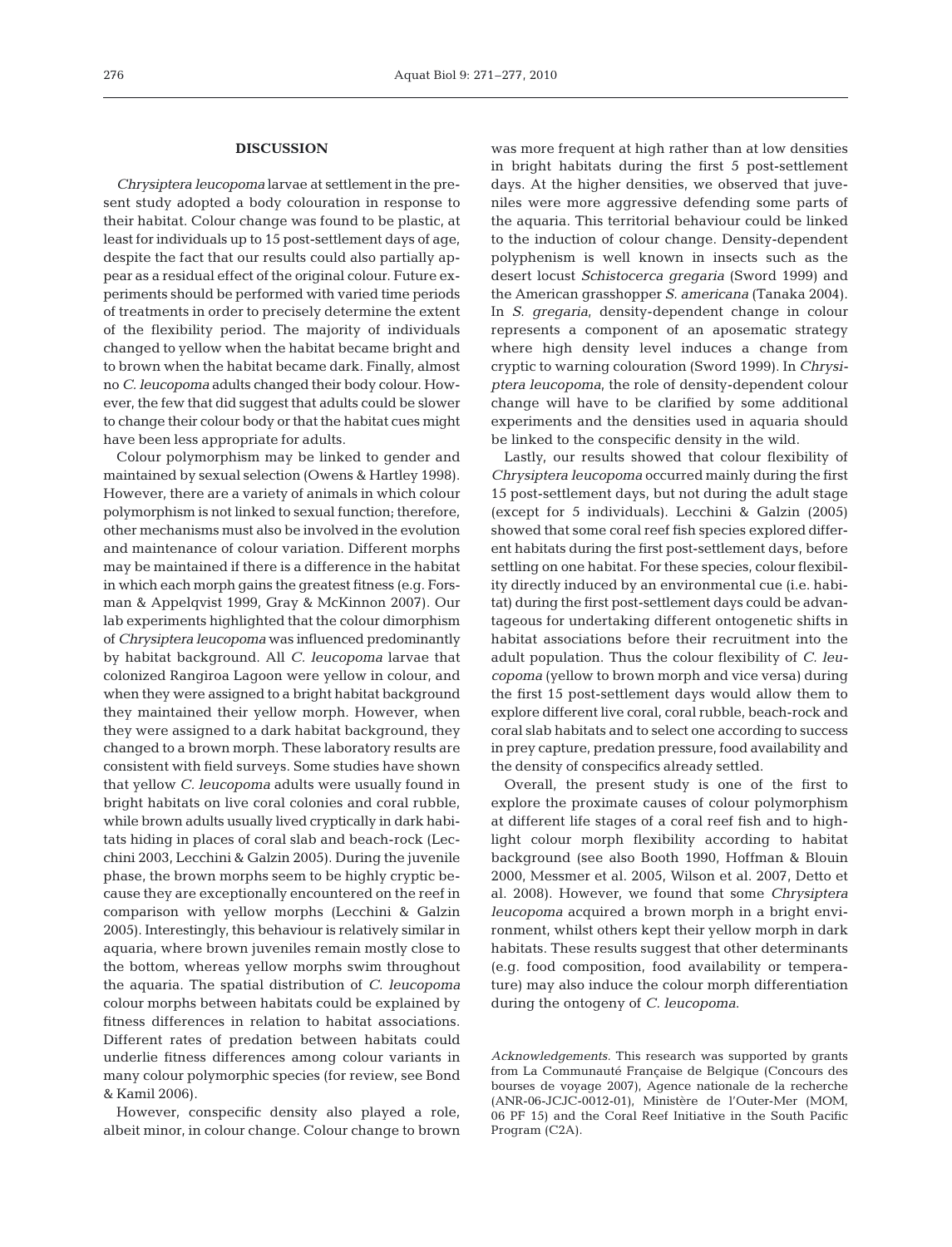## DISCUSSION

*Chrysiptera leucopoma* larvae at settlement in the present study adopted a body colouration in response to their habitat. Colour change was found to be plastic, at least for individuals up to 15 post-settlement days of age, despite the fact that our results could also partially appear as a residual effect of the original colour. Future experiments should be performed with varied time periods of treatments in order to precisely determine the extent of the flexibility period. The majority of individuals changed to yellow when the habitat became bright and to brown when the habitat became dark. Finally, almost no *C. leucopoma* adults changed their body colour. However, the few that did suggest that adults could be slower to change their colour body or that the habitat cues might have been less appropriate for adults.

Colour polymorphism may be linked to gender and maintained by sexual selection (Owens & Hartley 1998). However, there are a variety of animals in which colour polymorphism is not linked to sexual function; therefore, other mechanisms must also be involved in the evolution and maintenance of colour variation. Different morphs may be maintained if there is a difference in the habitat in which each morph gains the greatest fitness (e.g. Forsman & Appelqvist 1999, Gray & McKinnon 2007). Our lab experiments highlighted that the colour dimorphism of *Chrysiptera leucopoma* was influenced predominantly by habitat background. All *C. leucopoma* larvae that colonized Rangiroa Lagoon were yellow in colour, and when they were assigned to a bright habitat background they maintained their yellow morph. However, when they were assigned to a dark habitat background, they changed to a brown morph. These laboratory results are consistent with field surveys. Some studies have shown that yellow *C. leucopoma* adults were usually found in bright habitats on live coral colonies and coral rubble, while brown adults usually lived cryptically in dark habitats hiding in places of coral slab and beach-rock (Lecchini 2003, Lecchini & Galzin 2005). During the juvenile phase, the brown morphs seem to be highly cryptic because they are exceptionally encountered on the reef in comparison with yellow morphs (Lecchini & Galzin 2005). Interestingly, this behaviour is relatively similar in aquaria, where brown juveniles remain mostly close to the bottom, whereas yellow morphs swim throughout the aquaria. The spatial distribution of *C. leucopoma* colour morphs between habitats could be explained by fitness differences in relation to habitat associations. Different rates of predation between habitats could underlie fitness differences among colour variants in many colour polymorphic species (for review, see Bond & Kamil 2006).

However, conspecific density also played a role, albeit minor, in colour change. Colour change to brown was more frequent at high rather than at low densities in bright habitats during the first 5 post-settlement days. At the higher densities, we observed that juveniles were more aggressive defending some parts of the aquaria. This territorial behaviour could be linked to the induction of colour change. Density-dependent polyphenism is well known in insects such as the desert locust *Schistocerca gregaria* (Sword 1999) and the American grasshopper *S. americana* (Tanaka 2004). In *S. gregaria*, density-dependent change in colour represents a component of an aposematic strategy where high density level induces a change from cryptic to warning colouration (Sword 1999). In *Chrysiptera leucopoma*, the role of density-dependent colour change will have to be clarified by some additional experiments and the densities used in aquaria should be linked to the conspecific density in the wild.

Lastly, our results showed that colour flexibility of *Chrysiptera leucopoma* occurred mainly during the first 15 post-settlement days, but not during the adult stage (except for 5 individuals). Lecchini & Galzin (2005) showed that some coral reef fish species explored different habitats during the first post-settlement days, before settling on one habitat. For these species, colour flexibility directly induced by an environmental cue (i.e. habitat) during the first post-settlement days could be advantageous for undertaking different ontogenetic shifts in habitat associations before their recruitment into the adult population. Thus the colour flexibility of *C. leucopoma* (yellow to brown morph and vice versa) during the first 15 post-settlement days would allow them to explore different live coral, coral rubble, beach-rock and coral slab habitats and to select one according to success in prey capture, predation pressure, food availability and the density of conspecifics already settled.

Overall, the present study is one of the first to explore the proximate causes of colour polymorphism at different life stages of a coral reef fish and to highlight colour morph flexibility according to habitat background (see also Booth 1990, Hoffman & Blouin 2000, Messmer et al. 2005, Wilson et al. 2007, Detto et al. 2008). However, we found that some *Chrysiptera leucopoma* acquired a brown morph in a bright environment, whilst others kept their yellow morph in dark habitats. These results suggest that other determinants (e.g. food composition, food availability or temperature) may also induce the colour morph differentiation during the ontogeny of *C. leucopoma*.

*Acknowledgements.* This research was supported by grants from La Communauté Française de Belgique (Concours des bourses de voyage 2007), Agence nationale de la recherche (ANR-06-JCJC-0012-01), Ministère de l'Outer-Mer (MOM, 06 PF 15) and the Coral Reef Initiative in the South Pacific Program (C2A).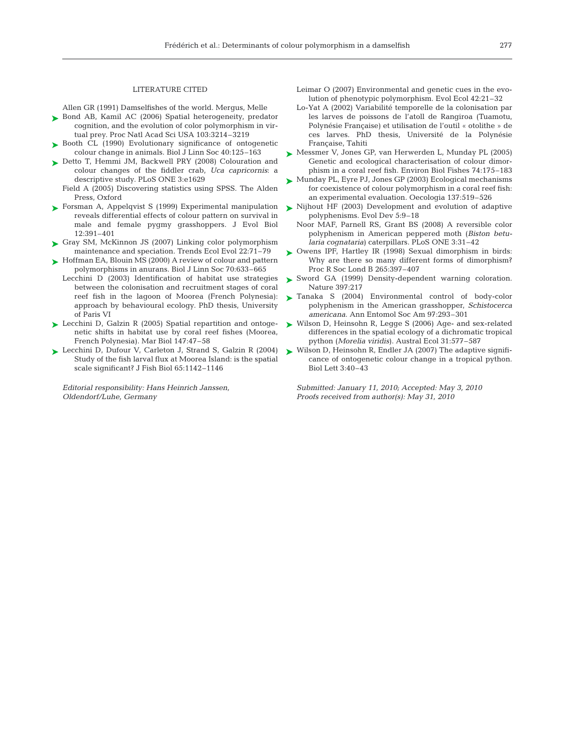## LITERATURE CITED

Allen GR (1991) Damselfishes of the world. Mergus, Melle

Bond AB, Kamil AC (2006) Spatial heterogeneity, predator cognition, and the evolution of color polymorphism in virtual prey. Proc Natl Acad Sci USA 103:3214–3219

Booth CL (1990) Evolutionary significance of ontogenetic colour change in animals. Biol J Linn Soc 40:125–163

Detto T, Hemmi JM, Backwell PRY (2008) Colouration and colour changes of the fiddler crab, *Uca capricornis*: a descriptive study. PLoS ONE 3:e1629

Field A (2005) Discovering statistics using SPSS. The Alden Press, Oxford

Forsman A, Appelqvist S (1999) Experimental manipulation reveals differential effects of colour pattern on survival in male and female pygmy grasshoppers. J Evol Biol 12:391–401

Gray SM, McKinnon JS (2007) Linking color polymorphism maintenance and speciation. Trends Ecol Evol 22:71–79

Hoffman EA, Blouin MS (2000) A review of colour and pattern polymorphisms in anurans. Biol J Linn Soc 70:633–665

Lecchini D (2003) Identification of habitat use strategies between the colonisation and recruitment stages of coral reef fish in the lagoon of Moorea (French Polynesia): approach by behavioural ecology. PhD thesis, University of Paris VI

Lecchini D, Galzin R (2005) Spatial repartition and ontogenetic shifts in habitat use by coral reef fishes (Moorea, French Polynesia). Mar Biol 147:47–58

Lecchini D, Dufour V, Carleton J, Strand S, Galzin R (2004) Study of the fish larval flux at Moorea Island: is the spatial scale significant? J Fish Biol 65:1142–1146

*Editorial responsibility: Hans Heinrich Janssen, Oldendorf/Luhe, Germany*

Leimar O (2007) Environmental and genetic cues in the evolution of phenotypic polymorphism. Evol Ecol 42:21–32

Lo-Yat A (2002) Variabilité temporelle de la colonisation par les larves de poissons de l'atoll de Rangiroa (Tuamotu, Polynésie Française) et utilisation de l'outil « otolithe » de ces larves. PhD thesis, Université de la Polynésie Française, Tahiti

Messmer V, Jones GP, van Herwerden L, Munday PL (2005) Genetic and ecological characterisation of colour dimorphism in a coral reef fish. Environ Biol Fishes 74:175–183

Munday PL, Eyre PJ, Jones GP (2003) Ecological mechanisms for coexistence of colour polymorphism in a coral reef fish: an experimental evaluation. Oecologia 137:519–526

Nijhout HF (2003) Development and evolution of adaptive polyphenisms. Evol Dev 5:9–18

Noor MAF, Parnell RS, Grant BS (2008) A reversible color polyphenism in American peppered moth (*Biston betularia cognataria*) caterpillars. PLoS ONE 3:31–42

Owens IPF, Hartley IR (1998) Sexual dimorphism in birds: Why are there so many different forms of dimorphism? Proc R Soc Lond B 265:397–407

Sword GA (1999) Density-dependent warning coloration. Nature 397:217

Tanaka S (2004) Environmental control of body-color polyphenism in the American grasshopper, *Schistocerca americana*. Ann Entomol Soc Am 97:293–301

Wilson D, Heinsohn R, Legge S (2006) Age- and sex-related differences in the spatial ecology of a dichromatic tropical python (*Morelia viridis*). Austral Ecol 31:577–587

Wilson D, Heinsohn R, Endler JA (2007) The adaptive significance of ontogenetic colour change in a tropical python. Biol Lett 3:40–43

*Submitted: January 11, 2010; Accepted: May 3, 2010*
*Proofs received from author(s): May 31, 2010*